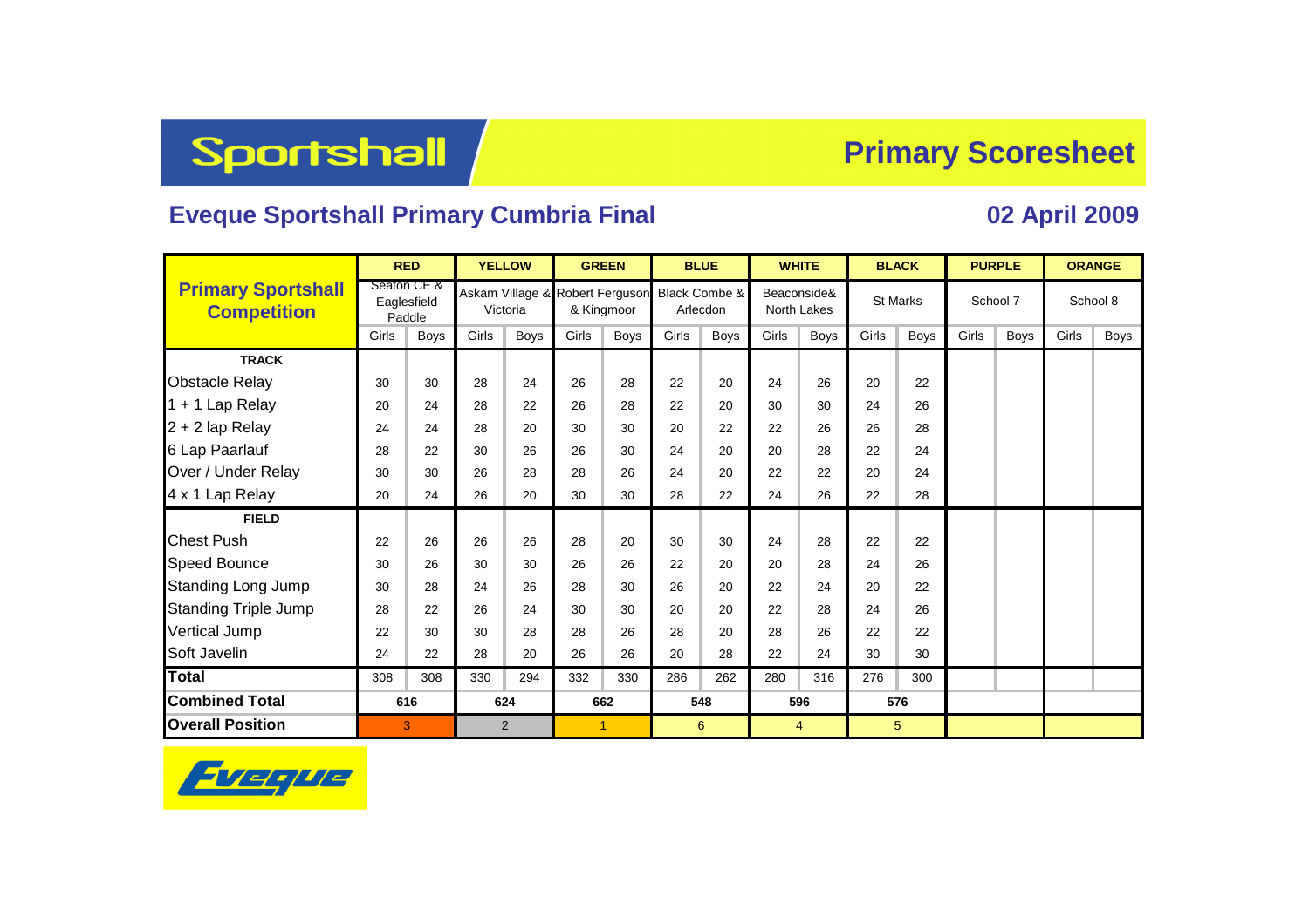# Sportshall

## Primary Scoresheet

## Eveque Sportshall Primary Cumbria Final

## 02 April 2009

| Primary Sportshall Competition | RED | | YELLOW | | GREEN | | BLUE | | WHITE | | BLACK | | PURPLE | | ORANGE | |
|---|---|---|---|---|---|---|---|---|---|---|---|---|---|---|---|---|
| | Seaton CE & Eaglesfield Paddle | | Askam Village & Victoria | | Robert Ferguson & Kingmoor | | Black Combe & Arlecdon | | Beaconside& North Lakes | | St Marks | | School 7 | | School 8 | |
| | Girls | Boys | Girls | Boys | Girls | Boys | Girls | Boys | Girls | Boys | Girls | Boys | Girls | Boys | Girls | Boys |
| **TRACK** | | | | | | | | | | | | | | | | |
| Obstacle Relay | 30 | 30 | 28 | 24 | 26 | 28 | 22 | 20 | 24 | 26 | 20 | 22 | | | | |
| 1 + 1 Lap Relay | 20 | 24 | 28 | 22 | 26 | 28 | 22 | 20 | 30 | 30 | 24 | 26 | | | | |
| 2 + 2 lap Relay | 24 | 24 | 28 | 20 | 30 | 30 | 20 | 22 | 22 | 26 | 26 | 28 | | | | |
| 6 Lap Paarlauf | 28 | 22 | 30 | 26 | 26 | 30 | 24 | 20 | 20 | 28 | 22 | 24 | | | | |
| Over / Under Relay | 30 | 30 | 26 | 28 | 28 | 26 | 24 | 20 | 22 | 22 | 20 | 24 | | | | |
| 4 x 1 Lap Relay | 20 | 24 | 26 | 20 | 30 | 30 | 28 | 22 | 24 | 26 | 22 | 28 | | | | |
| **FIELD** | | | | | | | | | | | | | | | | |
| Chest Push | 22 | 26 | 26 | 26 | 28 | 20 | 30 | 30 | 24 | 28 | 22 | 22 | | | | |
| Speed Bounce | 30 | 26 | 30 | 30 | 26 | 26 | 22 | 20 | 20 | 28 | 24 | 26 | | | | |
| Standing Long Jump | 30 | 28 | 24 | 26 | 28 | 30 | 26 | 20 | 22 | 24 | 20 | 22 | | | | |
| Standing Triple Jump | 28 | 22 | 26 | 24 | 30 | 30 | 20 | 20 | 22 | 28 | 24 | 26 | | | | |
| Vertical Jump | 22 | 30 | 30 | 28 | 28 | 26 | 28 | 20 | 28 | 26 | 22 | 22 | | | | |
| Soft Javelin | 24 | 22 | 28 | 20 | 26 | 26 | 20 | 28 | 22 | 24 | 30 | 30 | | | | |
| **Total** | 308 | 308 | 330 | 294 | 332 | 330 | 286 | 262 | 280 | 316 | 276 | 300 | | | | |
| **Combined Total** | 616 | | 624 | | 662 | | 548 | | 596 | | 576 | | | | | |
| **Overall Position** | 3 | | 2 | | 1 | | 6 | | 4 | | 5 | | | | | |

Eveque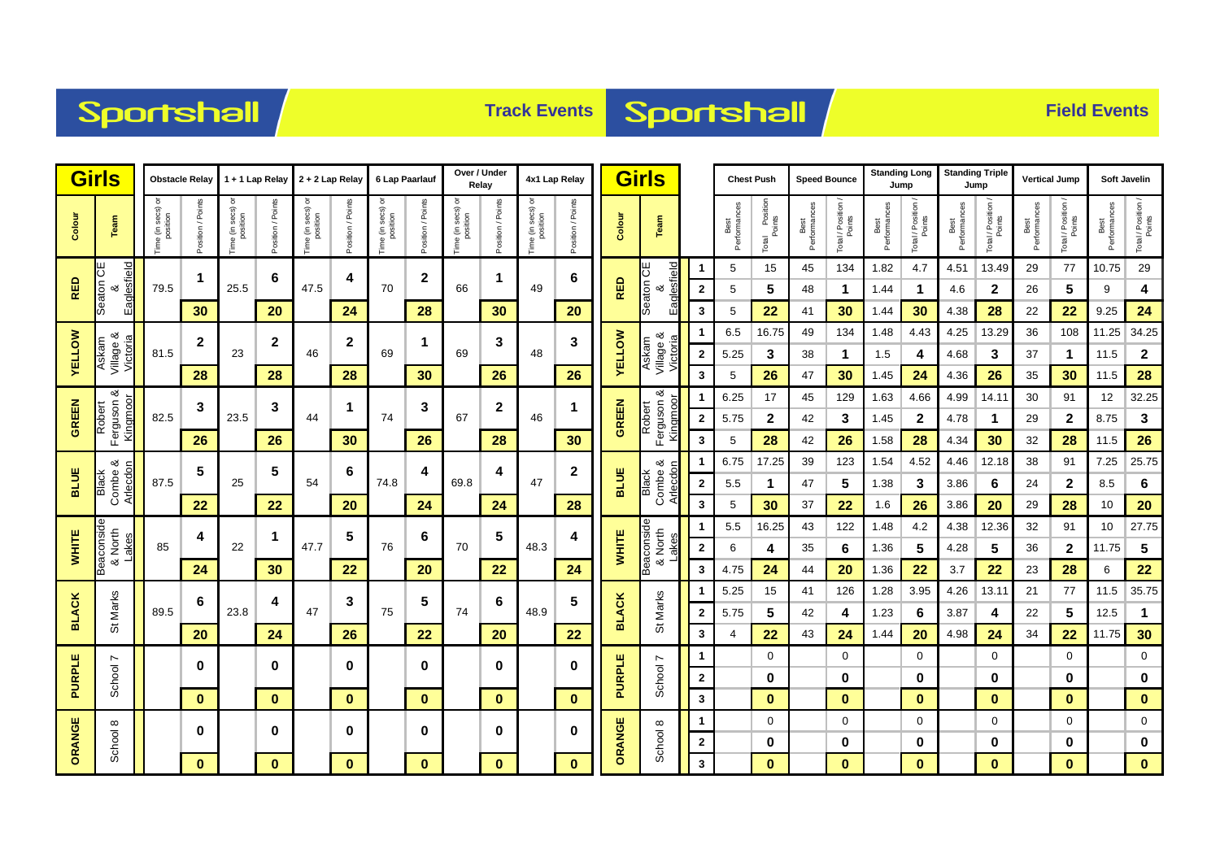# Sportshall — Track Events

| Colour | Team | Obstacle Relay Time (in secs) or position | Obstacle Relay Position / Points | 1 + 1 Lap Relay Time (in secs) or position | 1 + 1 Lap Relay Position / Points | 2 + 2 Lap Relay Time (in secs) or position | 2 + 2 Lap Relay Position / Points | 6 Lap Paarlauf Time (in secs) or position | 6 Lap Paarlauf Position / Points | Over / Under Relay Time (in secs) or position | Over / Under Relay Position / Points | 4x1 Lap Relay Time (in secs) or position | 4x1 Lap Relay Position / Points |
|---|---|---|---|---|---|---|---|---|---|---|---|---|---|
| RED | Seaton CE & Eaglesfield | 79.5 | 1 | 25.5 | 6 | 47.5 | 4 | 70 | 2 | 66 | 1 | 49 | 6 |
| | | | 30 | | 20 | | 24 | | 28 | | 30 | | 20 |
| YELLOW | Askam Village & Victoria | 81.5 | 2 | 23 | 2 | 46 | 2 | 69 | 1 | 69 | 3 | 48 | 3 |
| | | | 28 | | 28 | | 28 | | 30 | | 26 | | 26 |
| GREEN | Robert Ferguson & Kingmoor | 82.5 | 3 | 23.5 | 3 | 44 | 1 | 74 | 3 | 67 | 2 | 46 | 1 |
| | | | 26 | | 26 | | 30 | | 26 | | 28 | | 30 |
| BLUE | Black Combe & Arlecdon | 87.5 | 5 | 25 | 5 | 54 | 6 | 74.8 | 4 | 69.8 | 4 | 47 | 2 |
| | | | 22 | | 22 | | 20 | | 24 | | 24 | | 28 |
| WHITE | Beaconside & North Lakes | 85 | 4 | 22 | 1 | 47.7 | 5 | 76 | 6 | 70 | 5 | 48.3 | 4 |
| | | | 24 | | 30 | | 22 | | 20 | | 22 | | 24 |
| BLACK | St Marks | 89.5 | 6 | 23.8 | 4 | 47 | 3 | 75 | 5 | 74 | 6 | 48.9 | 5 |
| | | | 20 | | 24 | | 26 | | 22 | | 20 | | 22 |
| PURPLE | School 7 | | 0 | | 0 | | 0 | | 0 | | 0 | | 0 |
| | | | 0 | | 0 | | 0 | | 0 | | 0 | | 0 |
| ORANGE | School 8 | | 0 | | 0 | | 0 | | 0 | | 0 | | 0 |
| | | | 0 | | 0 | | 0 | | 0 | | 0 | | 0 |

# Sportshall — Field Events

| Colour | Team | | Chest Push Best Performances | Chest Push Total Position Points | Speed Bounce Best Performances | Speed Bounce Total / Position / Points | Standing Long Jump Best Performances | Standing Long Jump Total / Position / Points | Standing Triple Jump Best Performances | Standing Triple Jump Total / Position / Points | Vertical Jump Best Performances | Vertical Jump Total / Position / Points | Soft Javelin Best Performances | Soft Javelin Total / Position / Points |
|---|---|---|---|---|---|---|---|---|---|---|---|---|---|---|
| RED | Seaton CE & Eaglesfield | 1 | 5 | 15 | 45 | 134 | 1.82 | 4.7 | 4.51 | 13.49 | 29 | 77 | 10.75 | 29 |
| | | 2 | 5 | 5 | 48 | 1 | 1.44 | 1 | 4.6 | 2 | 26 | 5 | 9 | 4 |
| | | 3 | 5 | 22 | 41 | 30 | 1.44 | 30 | 4.38 | 28 | 22 | 22 | 9.25 | 24 |
| YELLOW | Askam Village & Victoria | 1 | 6.5 | 16.75 | 49 | 134 | 1.48 | 4.43 | 4.25 | 13.29 | 36 | 108 | 11.25 | 34.25 |
| | | 2 | 5.25 | 3 | 38 | 1 | 1.5 | 4 | 4.68 | 3 | 37 | 1 | 11.5 | 2 |
| | | 3 | 5 | 26 | 47 | 30 | 1.45 | 24 | 4.36 | 26 | 35 | 30 | 11.5 | 28 |
| GREEN | Robert Ferguson & Kingmoor | 1 | 6.25 | 17 | 45 | 129 | 1.63 | 4.66 | 4.99 | 14.11 | 30 | 91 | 12 | 32.25 |
| | | 2 | 5.75 | 2 | 42 | 3 | 1.45 | 2 | 4.78 | 1 | 29 | 2 | 8.75 | 3 |
| | | 3 | 5 | 28 | 42 | 26 | 1.58 | 28 | 4.34 | 30 | 32 | 28 | 11.5 | 26 |
| BLUE | Black Combe & Arlecdon | 1 | 6.75 | 17.25 | 39 | 123 | 1.54 | 4.52 | 4.46 | 12.18 | 38 | 91 | 7.25 | 25.75 |
| | | 2 | 5.5 | 1 | 47 | 5 | 1.38 | 3 | 3.86 | 6 | 24 | 2 | 8.5 | 6 |
| | | 3 | 5 | 30 | 37 | 22 | 1.6 | 26 | 3.86 | 20 | 29 | 28 | 10 | 20 |
| WHITE | Beaconside & North Lakes | 1 | 5.5 | 16.25 | 43 | 122 | 1.48 | 4.2 | 4.38 | 12.36 | 32 | 91 | 10 | 27.75 |
| | | 2 | 6 | 4 | 35 | 6 | 1.36 | 5 | 4.28 | 5 | 36 | 2 | 11.75 | 5 |
| | | 3 | 4.75 | 24 | 44 | 20 | 1.36 | 22 | 3.7 | 22 | 23 | 28 | 6 | 22 |
| BLACK | St Marks | 1 | 5.25 | 15 | 41 | 126 | 1.28 | 3.95 | 4.26 | 13.11 | 21 | 77 | 11.5 | 35.75 |
| | | 2 | 5.75 | 5 | 42 | 4 | 1.23 | 6 | 3.87 | 4 | 22 | 5 | 12.5 | 1 |
| | | 3 | 4 | 22 | 43 | 24 | 1.44 | 20 | 4.98 | 24 | 34 | 22 | 11.75 | 30 |
| PURPLE | School 7 | 1 | | 0 | | 0 | | 0 | | 0 | | 0 | | 0 |
| | | 2 | | 0 | | 0 | | 0 | | 0 | | 0 | | 0 |
| | | 3 | | 0 | | 0 | | 0 | | 0 | | 0 | | 0 |
| ORANGE | School 8 | 1 | | 0 | | 0 | | 0 | | 0 | | 0 | | 0 |
| | | 2 | | 0 | | 0 | | 0 | | 0 | | 0 | | 0 |
| | | 3 | | 0 | | 0 | | 0 | | 0 | | 0 | | 0 |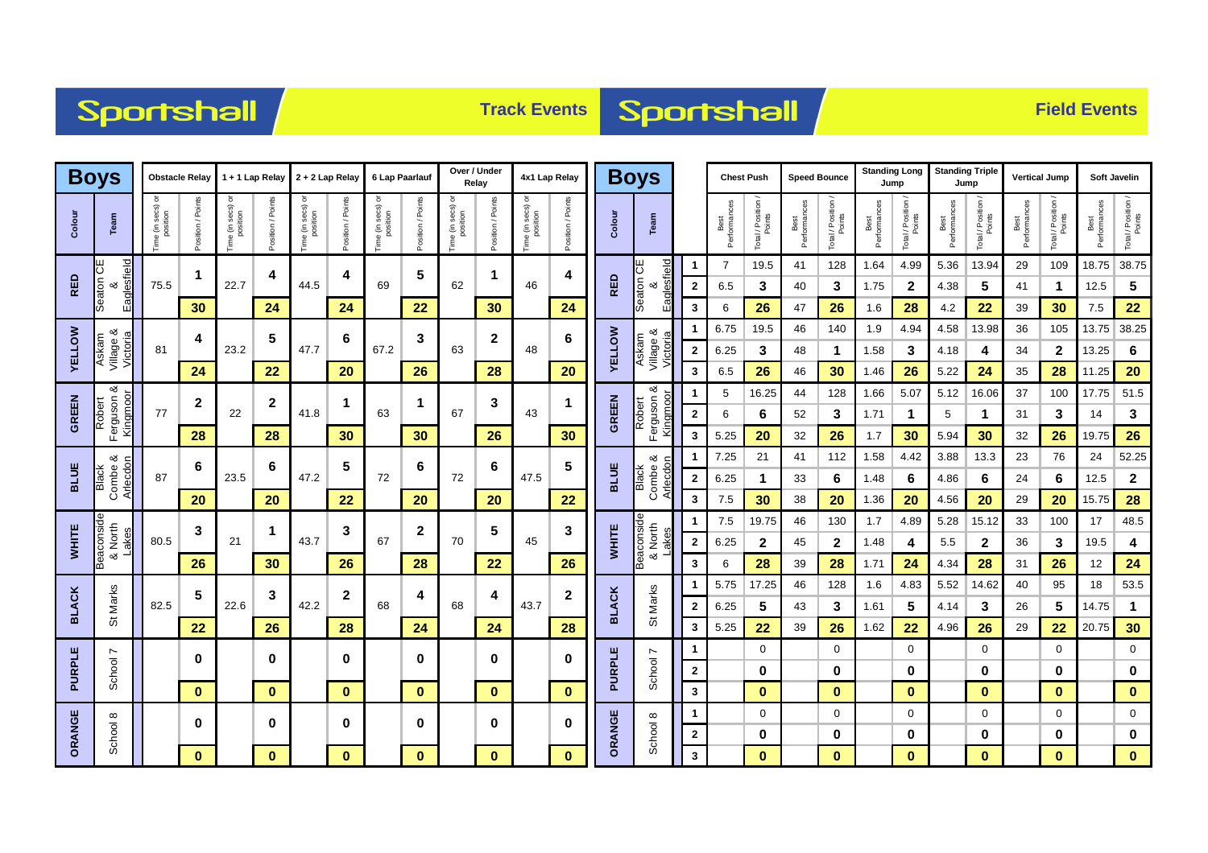# Sportshall — Track Events

## Boys

| Colour | Team | Obstacle Relay Time (in secs) or position | Obstacle Relay Position / Points | 1 + 1 Lap Relay Time (in secs) or position | 1 + 1 Lap Relay Position / Points | 2 + 2 Lap Relay Time (in secs) or position | 2 + 2 Lap Relay Position / Points | 6 Lap Paarlauf Time (in secs) or position | 6 Lap Paarlauf Position / Points | Over / Under Relay Time (in secs) or position | Over / Under Relay Position / Points | 4x1 Lap Relay Time (in secs) or position | 4x1 Lap Relay Position / Points |
|---|---|---|---|---|---|---|---|---|---|---|---|---|---|
| RED | Seaton CE & Eaglesfield | 75.5 | 1 | 22.7 | 4 | 44.5 | 4 | 69 | 5 | 62 | 1 | 46 | 4 |
| | | | **30** | | **24** | | **24** | | **22** | | **30** | | **24** |
| YELLOW | Askam Village & Victoria | 81 | 4 | 23.2 | 5 | 47.7 | 6 | 67.2 | 3 | 63 | 2 | 48 | 6 |
| | | | **24** | | **22** | | **20** | | **26** | | **28** | | **20** |
| GREEN | Robert Ferguson & Kingmoor | 77 | 2 | 22 | 2 | 41.8 | 1 | 63 | 1 | 67 | 3 | 43 | 1 |
| | | | **28** | | **28** | | **30** | | **30** | | **26** | | **30** |
| BLUE | Black Combe & Arlecdon | 87 | 6 | 23.5 | 6 | 47.2 | 5 | 72 | 6 | 72 | 6 | 47.5 | 5 |
| | | | **20** | | **20** | | **22** | | **20** | | **20** | | **22** |
| WHITE | Beaconside & North Lakes | 80.5 | 3 | 21 | 1 | 43.7 | 3 | 67 | 2 | 70 | 5 | 45 | 3 |
| | | | **26** | | **30** | | **26** | | **28** | | **22** | | **26** |
| BLACK | St Marks | 82.5 | 5 | 22.6 | 3 | 42.2 | 2 | 68 | 4 | 68 | 4 | 43.7 | 2 |
| | | | **22** | | **26** | | **28** | | **24** | | **24** | | **28** |
| PURPLE | School 7 | | 0 | | 0 | | 0 | | 0 | | 0 | | 0 |
| | | | **0** | | **0** | | **0** | | **0** | | **0** | | **0** |
| ORANGE | School 8 | | 0 | | 0 | | 0 | | 0 | | 0 | | 0 |
| | | | **0** | | **0** | | **0** | | **0** | | **0** | | **0** |

# Sportshall — Field Events

## Boys

| Colour | Team | | Chest Push Best Performances | Chest Push Total / Position / Points | Speed Bounce Best Performances | Speed Bounce Total / Position / Points | Standing Long Jump Best Performances | Standing Long Jump Total / Position / Points | Standing Triple Jump Best Performances | Standing Triple Jump Total / Position / Points | Vertical Jump Best Performances | Vertical Jump Total / Position / Points | Soft Javelin Best Performances | Soft Javelin Total / Position / Points |
|---|---|---|---|---|---|---|---|---|---|---|---|---|---|---|
| RED | Seaton CE & Eaglesfield | 1 | 7 | 19.5 | 41 | 128 | 1.64 | 4.99 | 5.36 | 13.94 | 29 | 109 | 18.75 | 38.75 |
| | | 2 | 6.5 | 3 | 40 | 3 | 1.75 | 2 | 4.38 | 5 | 41 | 1 | 12.5 | 5 |
| | | 3 | 6 | **26** | 47 | **26** | 1.6 | **28** | 4.2 | **22** | 39 | **30** | 7.5 | **22** |
| YELLOW | Askam Village & Victoria | 1 | 6.75 | 19.5 | 46 | 140 | 1.9 | 4.94 | 4.58 | 13.98 | 36 | 105 | 13.75 | 38.25 |
| | | 2 | 6.25 | 3 | 48 | 1 | 1.58 | 3 | 4.18 | 4 | 34 | 2 | 13.25 | 6 |
| | | 3 | 6.5 | **26** | 46 | **30** | 1.46 | **26** | 5.22 | **24** | 35 | **28** | 11.25 | **20** |
| GREEN | Robert Ferguson & Kingmoor | 1 | 5 | 16.25 | 44 | 128 | 1.66 | 5.07 | 5.12 | 16.06 | 37 | 100 | 17.75 | 51.5 |
| | | 2 | 6 | 6 | 52 | 3 | 1.71 | 1 | 5 | 1 | 31 | 3 | 14 | 3 |
| | | 3 | 5.25 | **20** | 32 | **26** | 1.7 | **30** | 5.94 | **30** | 32 | **26** | 19.75 | **26** |
| BLUE | Black Combe & Arlecdon | 1 | 7.25 | 21 | 41 | 112 | 1.58 | 4.42 | 3.88 | 13.3 | 23 | 76 | 24 | 52.25 |
| | | 2 | 6.25 | 1 | 33 | 6 | 1.48 | 6 | 4.86 | 6 | 24 | 6 | 12.5 | 2 |
| | | 3 | 7.5 | **30** | 38 | **20** | 1.36 | **20** | 4.56 | **20** | 29 | **20** | 15.75 | **28** |
| WHITE | Beaconside & North Lakes | 1 | 7.5 | 19.75 | 46 | 130 | 1.7 | 4.89 | 5.28 | 15.12 | 33 | 100 | 17 | 48.5 |
| | | 2 | 6.25 | 2 | 45 | 2 | 1.48 | 4 | 5.5 | 2 | 36 | 3 | 19.5 | 4 |
| | | 3 | 6 | **28** | 39 | **28** | 1.71 | **24** | 4.34 | **28** | 31 | **26** | 12 | **24** |
| BLACK | St Marks | 1 | 5.75 | 17.25 | 46 | 128 | 1.6 | 4.83 | 5.52 | 14.62 | 40 | 95 | 18 | 53.5 |
| | | 2 | 6.25 | 5 | 43 | 3 | 1.61 | 5 | 4.14 | 3 | 26 | 5 | 14.75 | 1 |
| | | 3 | 5.25 | **22** | 39 | **26** | 1.62 | **22** | 4.96 | **26** | 29 | **22** | 20.75 | **30** |
| PURPLE | School 7 | 1 | | 0 | | 0 | | 0 | | 0 | | 0 | | 0 |
| | | 2 | | 0 | | 0 | | 0 | | 0 | | 0 | | 0 |
| | | 3 | | **0** | | **0** | | **0** | | **0** | | **0** | | **0** |
| ORANGE | School 8 | 1 | | 0 | | 0 | | 0 | | 0 | | 0 | | 0 |
| | | 2 | | 0 | | 0 | | 0 | | 0 | | 0 | | 0 |
| | | 3 | | **0** | | **0** | | **0** | | **0** | | **0** | | **0** |